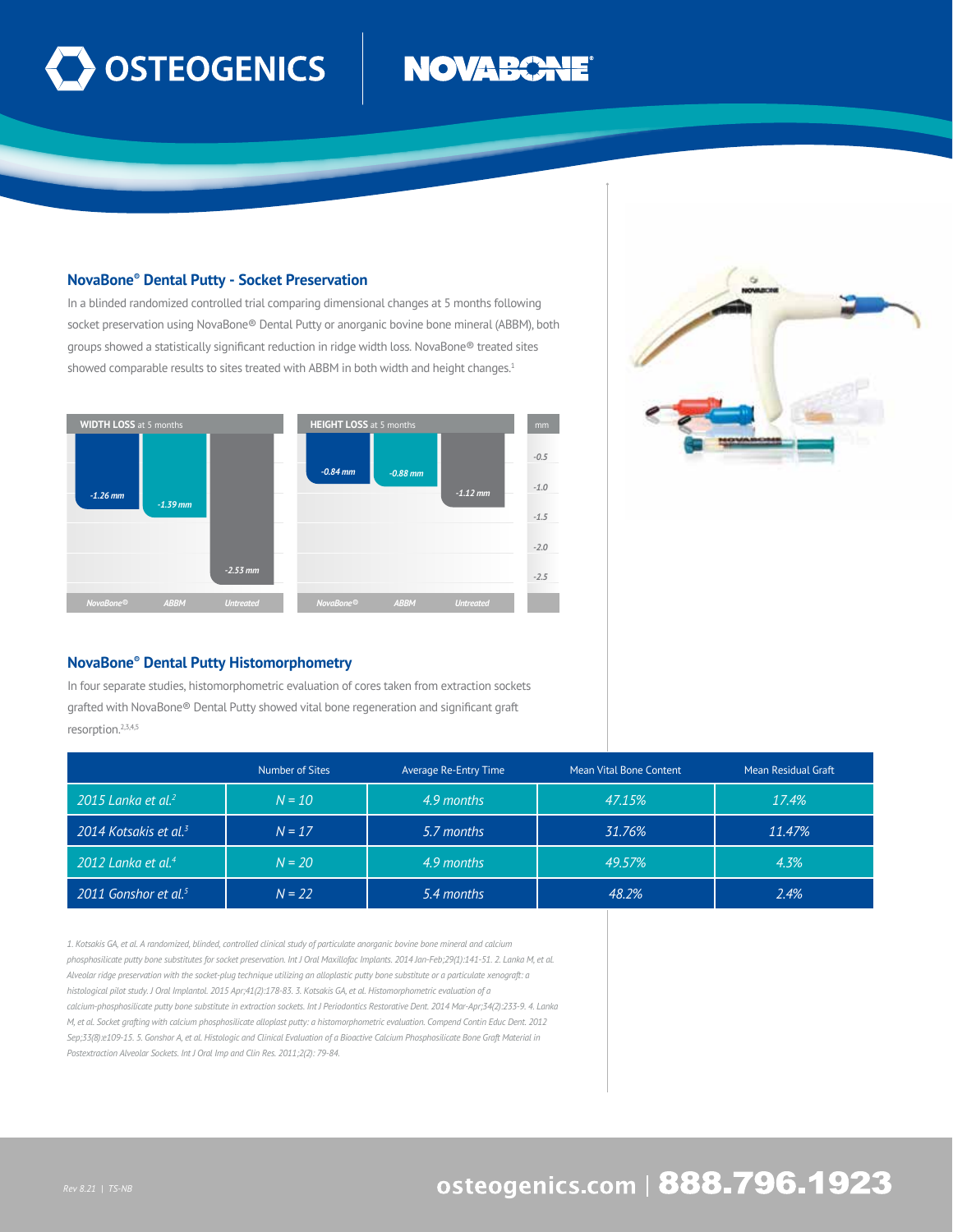OSTEOGENICS | NOVABONE®

## NovaBone® Dental Putty - Socket Preservation

In a blinded randomized controlled trial comparing dimensional changes at 5 months following socket preservation using NovaBone® Dental Putty or anorganic bovine bone mineral (ABBM), both groups showed a statistically significant reduction in ridge width loss. NovaBone® treated sites showed comparable results to sites treated with ABBM in both width and height changes.[1]

**WIDTH LOSS** at 5 months

| NovaBone® | ABBM | Untreated |
|---|---|---|
| -1.26 mm | -1.39 mm | -2.53 mm |

**HEIGHT LOSS** at 5 months

| NovaBone® | ABBM | Untreated |
|---|---|---|
| -0.84 mm | -0.88 mm | -1.12 mm |

## NovaBone® Dental Putty Histomorphometry

In four separate studies, histomorphometric evaluation of cores taken from extraction sockets grafted with NovaBone® Dental Putty showed vital bone regeneration and significant graft resorption.[2,3,4,5]

| | Number of Sites | Average Re-Entry Time | Mean Vital Bone Content | Mean Residual Graft |
|---|---|---|---|---|
| *2015 Lanka et al.*[2] | *N = 10* | *4.9 months* | *47.15%* | *17.4%* |
| *2014 Kotsakis et al.*[3] | *N = 17* | *5.7 months* | *31.76%* | *11.47%* |
| *2012 Lanka et al.*[4] | *N = 20* | *4.9 months* | *49.57%* | *4.3%* |
| *2011 Gonshor et al.*[5] | *N = 22* | *5.4 months* | *48.2%* | *2.4%* |

*1. Kotsakis GA, et al. A randomized, blinded, controlled clinical study of particulate anorganic bovine bone mineral and calcium phosphosilicate putty bone substitutes for socket preservation. Int J Oral Maxillofac Implants. 2014 Jan-Feb;29(1):141-51. 2. Lanka M, et al. Alveolar ridge preservation with the socket-plug technique utilizing an alloplastic putty bone substitute or a particulate xenograft: a histological pilot study. J Oral Implantol. 2015 Apr;41(2):178-83. 3. Kotsakis GA, et al. Histomorphometric evaluation of a calcium-phosphosilicate putty bone substitute in extraction sockets. Int J Periodontics Restorative Dent. 2014 Mar-Apr;34(2):233-9. 4. Lanka M, et al. Socket grafting with calcium phosphosilicate alloplast putty: a histomorphometric evaluation. Compend Contin Educ Dent. 2012 Sep;33(8):e109-15. 5. Gonshor A, et al. Histologic and Clinical Evaluation of a Bioactive Calcium Phosphosilicate Bone Graft Material in Postextraction Alveolar Sockets. Int J Oral Imp and Clin Res. 2011;2(2): 79-84.*

Rev 8.21 | TS-NB

osteogenics.com | 888.796.1923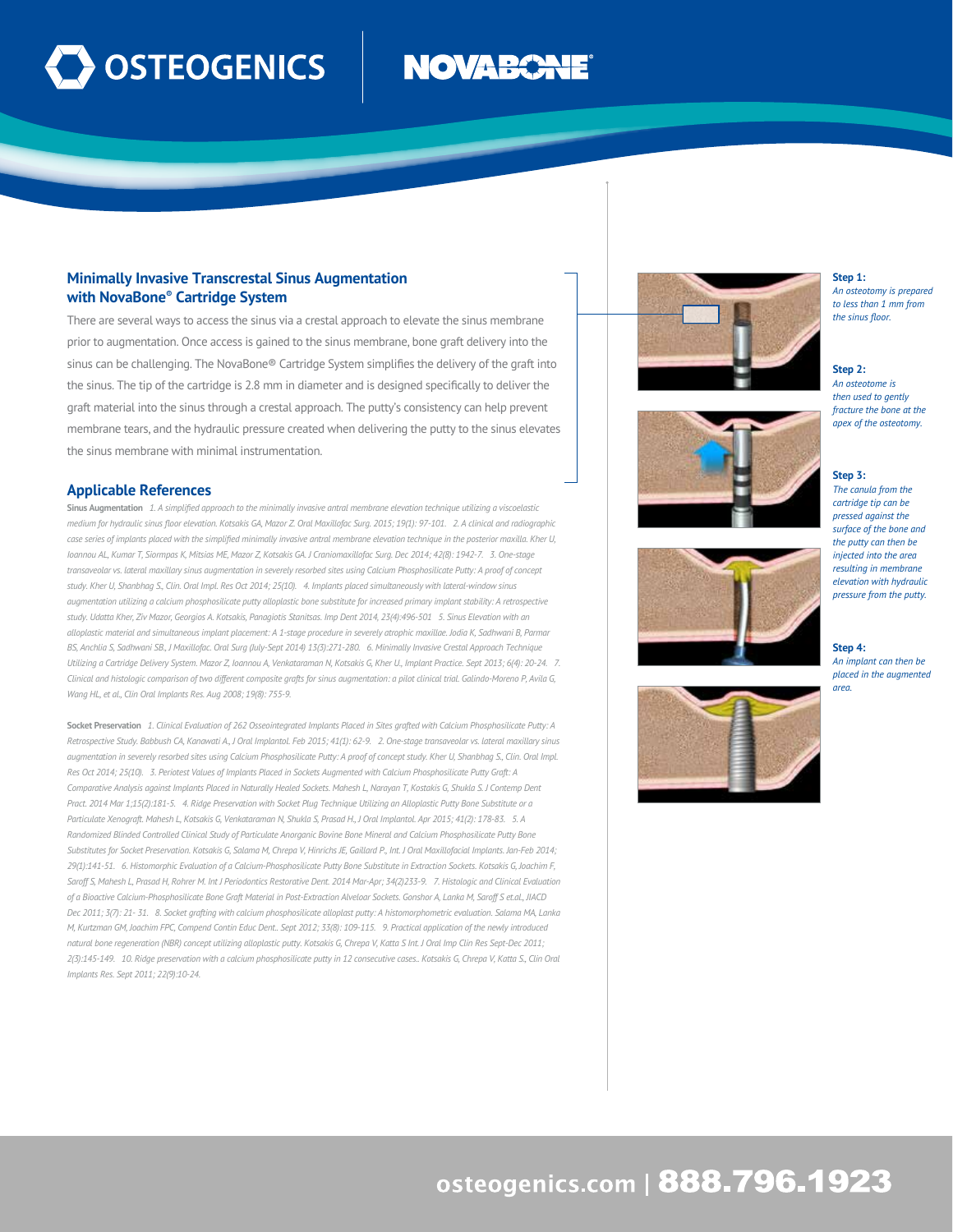OSTEOGENICS | NOVABONE®

## Minimally Invasive Transcrestal Sinus Augmentation with NovaBone® Cartridge System

There are several ways to access the sinus via a crestal approach to elevate the sinus membrane prior to augmentation. Once access is gained to the sinus membrane, bone graft delivery into the sinus can be challenging. The NovaBone® Cartridge System simplifies the delivery of the graft into the sinus. The tip of the cartridge is 2.8 mm in diameter and is designed specifically to deliver the graft material into the sinus through a crestal approach. The putty's consistency can help prevent membrane tears, and the hydraulic pressure created when delivering the putty to the sinus elevates the sinus membrane with minimal instrumentation.

**Step 1:**
*An osteotomy is prepared to less than 1 mm from the sinus floor.*

**Step 2:**
*An osteotome is then used to gently fracture the bone at the apex of the osteotomy.*

**Step 3:**
*The canula from the cartridge tip can be pressed against the surface of the bone and the putty can then be injected into the area resulting in membrane elevation with hydraulic pressure from the putty.*

**Step 4:**
*An implant can then be placed in the augmented area.*

## Applicable References

**Sinus Augmentation** *1. A simplified approach to the minimally invasive antral membrane elevation technique utilizing a viscoelastic medium for hydraulic sinus floor elevation. Kotsakis GA, Mazor Z. Oral Maxillofac Surg. 2015; 19(1): 97-101. 2. A clinical and radiographic case series of implants placed with the simplified minimally invasive antral membrane elevation technique in the posterior maxilla. Kher U, Ioannou AL, Kumar T, Siormpas K, Mitsias ME, Mazor Z, Kotsakis GA. J Craniomaxillofac Surg. Dec 2014; 42(8): 1942-7. 3. One-stage transaveolar vs. lateral maxillary sinus augmentation in severely resorbed sites using Calcium Phosphosilicate Putty: A proof of concept study. Kher U, Shanbhag S., Clin. Oral Impl. Res Oct 2014; 25(10). 4. Implants placed simultaneously with lateral-window sinus augmentation utilizing a calcium phosphosilicate putty alloplastic bone substitute for increased primary implant stability: A retrospective study. Udatta Kher, Ziv Mazor, Georgios A. Kotsakis, Panagiotis Stanitsas. Imp Dent 2014, 23(4):496-501 5. Sinus Elevation with an alloplastic material and simultaneous implant placement: A 1-stage procedure in severely atrophic maxillae. Jodia K, Sadhwani B, Parmar BS, Anchlia S, Sadhwani SB., J Maxillofac. Oral Surg (July-Sept 2014) 13(3):271-280. 6. Minimally Invasive Crestal Approach Technique Utilizing a Cartridge Delivery System. Mazor Z, Ioannou A, Venkataraman N, Kotsakis G, Kher U., Implant Practice. Sept 2013; 6(4): 20-24. 7. Clinical and histologic comparison of two different composite grafts for sinus augmentation: a pilot clinical trial. Galindo-Moreno P, Avila G, Wang HL, et al., Clin Oral Implants Res. Aug 2008; 19(8): 755-9.*

**Socket Preservation** *1. Clinical Evaluation of 262 Osseointegrated Implants Placed in Sites grafted with Calcium Phosphosilicate Putty: A Retrospective Study. Babbush CA, Kanawati A., J Oral Implantol. Feb 2015; 41(1): 62-9. 2. One-stage transaveolar vs. lateral maxillary sinus augmentation in severely resorbed sites using Calcium Phosphosilicate Putty: A proof of concept study. Kher U, Shanbhag S., Clin. Oral Impl. Res Oct 2014; 25(10). 3. Periotest Values of Implants Placed in Sockets Augmented with Calcium Phosphosilicate Putty Graft: A Comparative Analysis against Implants Placed in Naturally Healed Sockets. Mahesh L, Narayan T, Kostakis G, Shukla S. J Contemp Dent Pract. 2014 Mar 1;15(2):181-5. 4. Ridge Preservation with Socket Plug Technique Utilizing an Alloplastic Putty Bone Substitute or a Particulate Xenograft. Mahesh L, Kotsakis G, Venkataraman N, Shukla S, Prasad H., J Oral Implantol. Apr 2015; 41(2): 178-83. 5. A Randomized Blinded Controlled Clinical Study of Particulate Anorganic Bovine Bone Mineral and Calcium Phosphosilicate Putty Bone Substitutes for Socket Preservation. Kotsakis G, Salama M, Chrepa V, Hinrichs JE, Gaillard P., Int. J Oral Maxillofacial Implants. Jan-Feb 2014; 29(1):141-51. 6. Histomorphic Evaluation of a Calcium-Phosphosilicate Putty Bone Substitute in Extraction Sockets. Kotsakis G, Joachim F, Saroff S, Mahesh L, Prasad H, Rohrer M. Int J Periodontics Restorative Dent. 2014 Mar-Apr; 34(2)233-9. 7. Histologic and Clinical Evaluation of a Bioactive Calcium-Phosphosilicate Bone Graft Material in Post-Extraction Alveloar Sockets. Gonshor A, Lanka M, Saroff S et.al., JIACD Dec 2011; 3(7): 21- 31. 8. Socket grafting with calcium phosphosilicate alloplast putty: A histomorphometric evaluation. Salama MA, Lanka M, Kurtzman GM, Joachim FPC, Compend Contin Educ Dent.. Sept 2012; 33(8): 109-115. 9. Practical application of the newly introduced natural bone regeneration (NBR) concept utilizing alloplastic putty. Kotsakis G, Chrepa V, Katta S Int. J Oral Imp Clin Res Sept-Dec 2011; 2(3):145-149. 10. Ridge preservation with a calcium phosphosilicate putty in 12 consecutive cases.. Kotsakis G, Chrepa V, Katta S., Clin Oral Implants Res. Sept 2011; 22(9):10-24.*

osteogenics.com | 888.796.1923